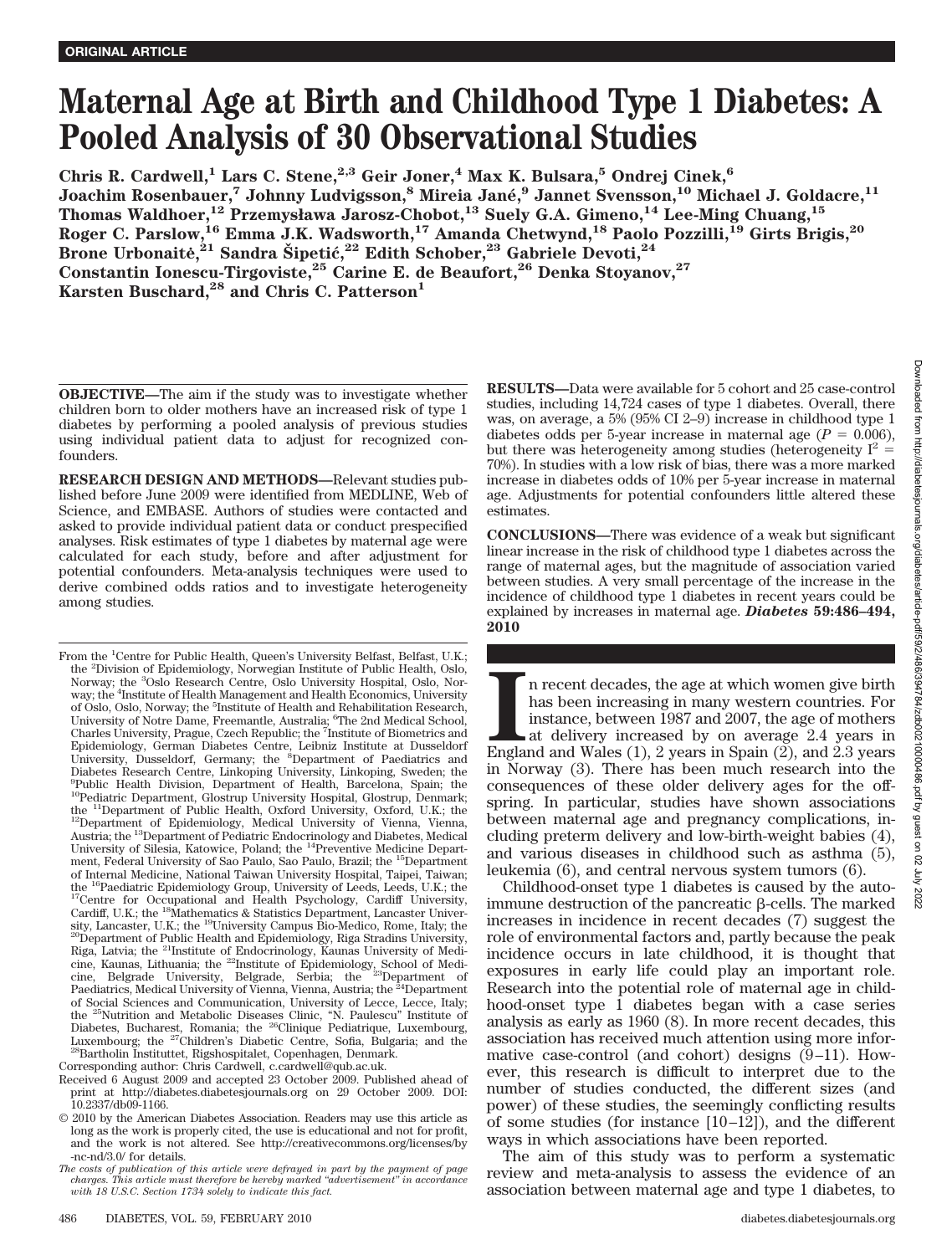ORIGINAL ARTICLE

# Maternal Age at Birth and Childhood Type 1 Diabetes: A Pooled Analysis of 30 Observational Studies

**Chris R. Cardwell,[1] Lars C. Stene,[2,3] Geir Joner,[4] Max K. Bulsara,[5] Ondrej Cinek,[6] Joachim Rosenbauer,[7] Johnny Ludvigsson,[8] Mireia Jané,[9] Jannet Svensson,[10] Michael J. Goldacre,[11] Thomas Waldhoer,[12] Przemysława Jarosz-Chobot,[13] Suely G.A. Gimeno,[14] Lee-Ming Chuang,[15] Roger C. Parslow,[16] Emma J.K. Wadsworth,[17] Amanda Chetwynd,[18] Paolo Pozzilli,[19] Girts Brigis,[20] Brone Urbonaitė,[21] Sandra Šipetić,[22] Edith Schober,[23] Gabriele Devoti,[24] Constantin Ionescu-Tirgoviste,[25] Carine E. de Beaufort,[26] Denka Stoyanov,[27] Karsten Buschard,[28] and Chris C. Patterson[1]**

**OBJECTIVE**—The aim if the study was to investigate whether children born to older mothers have an increased risk of type 1 diabetes by performing a pooled analysis of previous studies using individual patient data to adjust for recognized confounders.

**RESEARCH DESIGN AND METHODS**—Relevant studies published before June 2009 were identified from MEDLINE, Web of Science, and EMBASE. Authors of studies were contacted and asked to provide individual patient data or conduct prespecified analyses. Risk estimates of type 1 diabetes by maternal age were calculated for each study, before and after adjustment for potential confounders. Meta-analysis techniques were used to derive combined odds ratios and to investigate heterogeneity among studies.

**RESULTS**—Data were available for 5 cohort and 25 case-control studies, including 14,724 cases of type 1 diabetes. Overall, there was, on average, a 5% (95% CI 2–9) increase in childhood type 1 diabetes odds per 5-year increase in maternal age ($P = 0.006$), but there was heterogeneity among studies (heterogeneity $I^2 = 70\%$). In studies with a low risk of bias, there was a more marked increase in diabetes odds of 10% per 5-year increase in maternal age. Adjustments for potential confounders little altered these estimates.

**CONCLUSIONS**—There was evidence of a weak but significant linear increase in the risk of childhood type 1 diabetes across the range of maternal ages, but the magnitude of association varied between studies. A very small percentage of the increase in the incidence of childhood type 1 diabetes in recent years could be explained by increases in maternal age. ***Diabetes* 59:486–494, 2010**

From the [1]Centre for Public Health, Queen's University Belfast, Belfast, U.K.; the [2]Division of Epidemiology, Norwegian Institute of Public Health, Oslo, Norway; the [3]Oslo Research Centre, Oslo University Hospital, Oslo, Norway; the [4]Institute of Health Management and Health Economics, University of Oslo, Oslo, Norway; the [5]Institute of Health and Rehabilitation Research, University of Notre Dame, Freemantle, Australia; [6]The 2nd Medical School, Charles University, Prague, Czech Republic; the [7]Institute of Biometrics and Epidemiology, German Diabetes Centre, Leibniz Institute at Dusseldorf University, Dusseldorf, Germany; the [8]Department of Paediatrics and Diabetes Research Centre, Linkoping University, Linkoping, Sweden; the [9]Public Health Division, Department of Health, Barcelona, Spain; the [10]Pediatric Department, Glostrup University Hospital, Glostrup, Denmark; the [11]Department of Public Health, Oxford University, Oxford, U.K.; the [12]Department of Epidemiology, Medical University of Vienna, Vienna, Austria; the [13]Department of Pediatric Endocrinology and Diabetes, Medical University of Silesia, Katowice, Poland; the [14]Preventive Medicine Department, Federal University of Sao Paulo, Sao Paulo, Brazil; the [15]Department of Internal Medicine, National Taiwan University Hospital, Taipei, Taiwan; the [16]Paediatric Epidemiology Group, University of Leeds, Leeds, U.K.; the [17]Centre for Occupational and Health Psychology, Cardiff University, Cardiff, U.K.; the [18]Mathematics & Statistics Department, Lancaster University, Lancaster, U.K.; the [19]University Campus Bio-Medico, Rome, Italy; the [20]Department of Public Health and Epidemiology, Riga Stradins University, Riga, Latvia; the [21]Institute of Endocrinology, Kaunas University of Medicine, Kaunas, Lithuania; the [22]Institute of Epidemiology, School of Medicine, Belgrade University, Belgrade, Serbia; the [23]Department of Paediatrics, Medical University of Vienna, Vienna, Austria; the [24]Department of Social Sciences and Communication, University of Lecce, Lecce, Italy; the [25]Nutrition and Metabolic Diseases Clinic, "N. Paulescu" Institute of Diabetes, Bucharest, Romania; the [26]Clinique Pediatrique, Luxembourg, Luxembourg; the [27]Children's Diabetic Centre, Sofia, Bulgaria; and the [28]Bartholin Instituttet, Rigshospitalet, Copenhagen, Denmark.

Corresponding author: Chris Cardwell, c.cardwell@qub.ac.uk.

Received 6 August 2009 and accepted 23 October 2009. Published ahead of print at http://diabetes.diabetesjournals.org on 29 October 2009. DOI: 10.2337/db09-1166.

© 2010 by the American Diabetes Association. Readers may use this article as long as the work is properly cited, the use is educational and not for profit, and the work is not altered. See http://creativecommons.org/licenses/by-nc-nd/3.0/ for details.

*The costs of publication of this article were defrayed in part by the payment of page charges. This article must therefore be hereby marked "advertisement" in accordance with 18 U.S.C. Section 1734 solely to indicate this fact.*

In recent decades, the age at which women give birth has been increasing in many western countries. For instance, between 1987 and 2007, the age of mothers at delivery increased by on average 2.4 years in England and Wales (1), 2 years in Spain (2), and 2.3 years in Norway (3). There has been much research into the consequences of these older delivery ages for the offspring. In particular, studies have shown associations between maternal age and pregnancy complications, including preterm delivery and low-birth-weight babies (4), and various diseases in childhood such as asthma (5), leukemia (6), and central nervous system tumors (6).

Childhood-onset type 1 diabetes is caused by the autoimmune destruction of the pancreatic β-cells. The marked increases in incidence in recent decades (7) suggest the role of environmental factors and, partly because the peak incidence occurs in late childhood, it is thought that exposures in early life could play an important role. Research into the potential role of maternal age in childhood-onset type 1 diabetes began with a case series analysis as early as 1960 (8). In more recent decades, this association has received much attention using more informative case-control (and cohort) designs (9–11). However, this research is difficult to interpret due to the number of studies conducted, the different sizes (and power) of these studies, the seemingly conflicting results of some studies (for instance [10–12]), and the different ways in which associations have been reported.

The aim of this study was to perform a systematic review and meta-analysis to assess the evidence of an association between maternal age and type 1 diabetes, to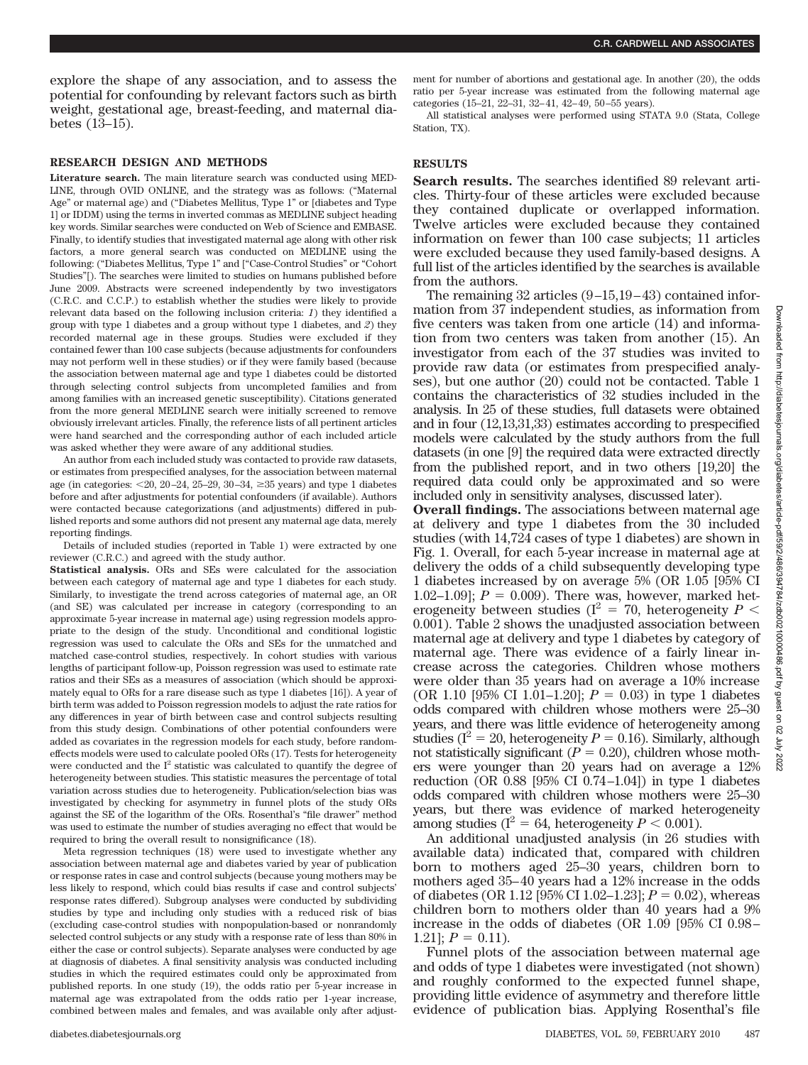explore the shape of any association, and to assess the potential for confounding by relevant factors such as birth weight, gestational age, breast-feeding, and maternal diabetes (13–15).

## RESEARCH DESIGN AND METHODS

**Literature search.** The main literature search was conducted using MEDLINE, through OVID ONLINE, and the strategy was as follows: ("Maternal Age" or maternal age) and ("Diabetes Mellitus, Type 1" or [diabetes and Type 1] or IDDM) using the terms in inverted commas as MEDLINE subject heading key words. Similar searches were conducted on Web of Science and EMBASE. Finally, to identify studies that investigated maternal age along with other risk factors, a more general search was conducted on MEDLINE using the following: ("Diabetes Mellitus, Type 1" and ["Case-Control Studies" or "Cohort Studies"]). The searches were limited to studies on humans published before June 2009. Abstracts were screened independently by two investigators (C.R.C. and C.C.P.) to establish whether the studies were likely to provide relevant data based on the following inclusion criteria: *1*) they identified a group with type 1 diabetes and a group without type 1 diabetes, and *2*) they recorded maternal age in these groups. Studies were excluded if they contained fewer than 100 case subjects (because adjustments for confounders may not perform well in these studies) or if they were family based (because the association between maternal age and type 1 diabetes could be distorted through selecting control subjects from uncompleted families and from among families with an increased genetic susceptibility). Citations generated from the more general MEDLINE search were initially screened to remove obviously irrelevant articles. Finally, the reference lists of all pertinent articles were hand searched and the corresponding author of each included article was asked whether they were aware of any additional studies.

An author from each included study was contacted to provide raw datasets, or estimates from prespecified analyses, for the association between maternal age (in categories: <20, 20–24, 25–29, 30–34, ≥35 years) and type 1 diabetes before and after adjustments for potential confounders (if available). Authors were contacted because categorizations (and adjustments) differed in published reports and some authors did not present any maternal age data, merely reporting findings.

Details of included studies (reported in Table 1) were extracted by one reviewer (C.R.C.) and agreed with the study author.

**Statistical analysis.** ORs and SEs were calculated for the association between each category of maternal age and type 1 diabetes for each study. Similarly, to investigate the trend across categories of maternal age, an OR (and SE) was calculated per increase in category (corresponding to an approximate 5-year increase in maternal age) using regression models appropriate to the design of the study. Unconditional and conditional logistic regression was used to calculate the ORs and SEs for the unmatched and matched case-control studies, respectively. In cohort studies with various lengths of participant follow-up, Poisson regression was used to estimate rate ratios and their SEs as a measures of association (which should be approximately equal to ORs for a rare disease such as type 1 diabetes [16]). A year of birth term was added to Poisson regression models to adjust the rate ratios for any differences in year of birth between case and control subjects resulting from this study design. Combinations of other potential confounders were added as covariates in the regression models for each study, before random-effects models were used to calculate pooled ORs (17). Tests for heterogeneity were conducted and the $I^2$ statistic was calculated to quantify the degree of heterogeneity between studies. This statistic measures the percentage of total variation across studies due to heterogeneity. Publication/selection bias was investigated by checking for asymmetry in funnel plots of the study ORs against the SE of the logarithm of the ORs. Rosenthal's "file drawer" method was used to estimate the number of studies averaging no effect that would be required to bring the overall result to nonsignificance (18).

Meta regression techniques (18) were used to investigate whether any association between maternal age and diabetes varied by year of publication or response rates in case and control subjects (because young mothers may be less likely to respond, which could bias results if case and control subjects' response rates differed). Subgroup analyses were conducted by subdividing studies by type and including only studies with a reduced risk of bias (excluding case-control studies with nonpopulation-based or nonrandomly selected control subjects or any study with a response rate of less than 80% in either the case or control subjects). Separate analyses were conducted by age at diagnosis of diabetes. A final sensitivity analysis was conducted including studies in which the required estimates could only be approximated from published reports. In one study (19), the odds ratio per 5-year increase in maternal age was extrapolated from the odds ratio per 1-year increase, combined between males and females, and was available only after adjustment for number of abortions and gestational age. In another (20), the odds ratio per 5-year increase was estimated from the following maternal age categories (15–21, 22–31, 32–41, 42–49, 50–55 years).

All statistical analyses were performed using STATA 9.0 (Stata, College Station, TX).

## RESULTS

**Search results.** The searches identified 89 relevant articles. Thirty-four of these articles were excluded because they contained duplicate or overlapped information. Twelve articles were excluded because they contained information on fewer than 100 case subjects; 11 articles were excluded because they used family-based designs. A full list of the articles identified by the searches is available from the authors.

The remaining 32 articles (9–15,19–43) contained information from 37 independent studies, as information from five centers was taken from one article (14) and information from two centers was taken from another (15). An investigator from each of the 37 studies was invited to provide raw data (or estimates from prespecified analyses), but one author (20) could not be contacted. Table 1 contains the characteristics of 32 studies included in the analysis. In 25 of these studies, full datasets were obtained and in four (12,13,31,33) estimates according to prespecified models were calculated by the study authors from the full datasets (in one [9] the required data were extracted directly from the published report, and in two others [19,20] the required data could only be approximated and so were included only in sensitivity analyses, discussed later).

**Overall findings.** The associations between maternal age at delivery and type 1 diabetes from the 30 included studies (with 14,724 cases of type 1 diabetes) are shown in Fig. 1. Overall, for each 5-year increase in maternal age at delivery the odds of a child subsequently developing type 1 diabetes increased by on average 5% (OR 1.05 [95% CI 1.02–1.09]; $P = 0.009$). There was, however, marked heterogeneity between studies ($I^2 = 70$, heterogeneity $P < 0.001$). Table 2 shows the unadjusted association between maternal age at delivery and type 1 diabetes by category of maternal age. There was evidence of a fairly linear increase across the categories. Children whose mothers were older than 35 years had on average a 10% increase (OR 1.10 [95% CI 1.01–1.20]; $P = 0.03$) in type 1 diabetes odds compared with children whose mothers were 25–30 years, and there was little evidence of heterogeneity among studies ($I^2 = 20$, heterogeneity $P = 0.16$). Similarly, although not statistically significant ($P = 0.20$), children whose mothers were younger than 20 years had on average a 12% reduction (OR 0.88 [95% CI 0.74–1.04]) in type 1 diabetes odds compared with children whose mothers were 25–30 years, but there was evidence of marked heterogeneity among studies ($I^2 = 64$, heterogeneity $P < 0.001$).

An additional unadjusted analysis (in 26 studies with available data) indicated that, compared with children born to mothers aged 25–30 years, children born to mothers aged 35–40 years had a 12% increase in the odds of diabetes (OR 1.12 [95% CI 1.02–1.23]; $P = 0.02$), whereas children born to mothers older than 40 years had a 9% increase in the odds of diabetes (OR 1.09 [95% CI 0.98–1.21]; $P = 0.11$).

Funnel plots of the association between maternal age and odds of type 1 diabetes were investigated (not shown) and roughly conformed to the expected funnel shape, providing little evidence of asymmetry and therefore little evidence of publication bias. Applying Rosenthal's file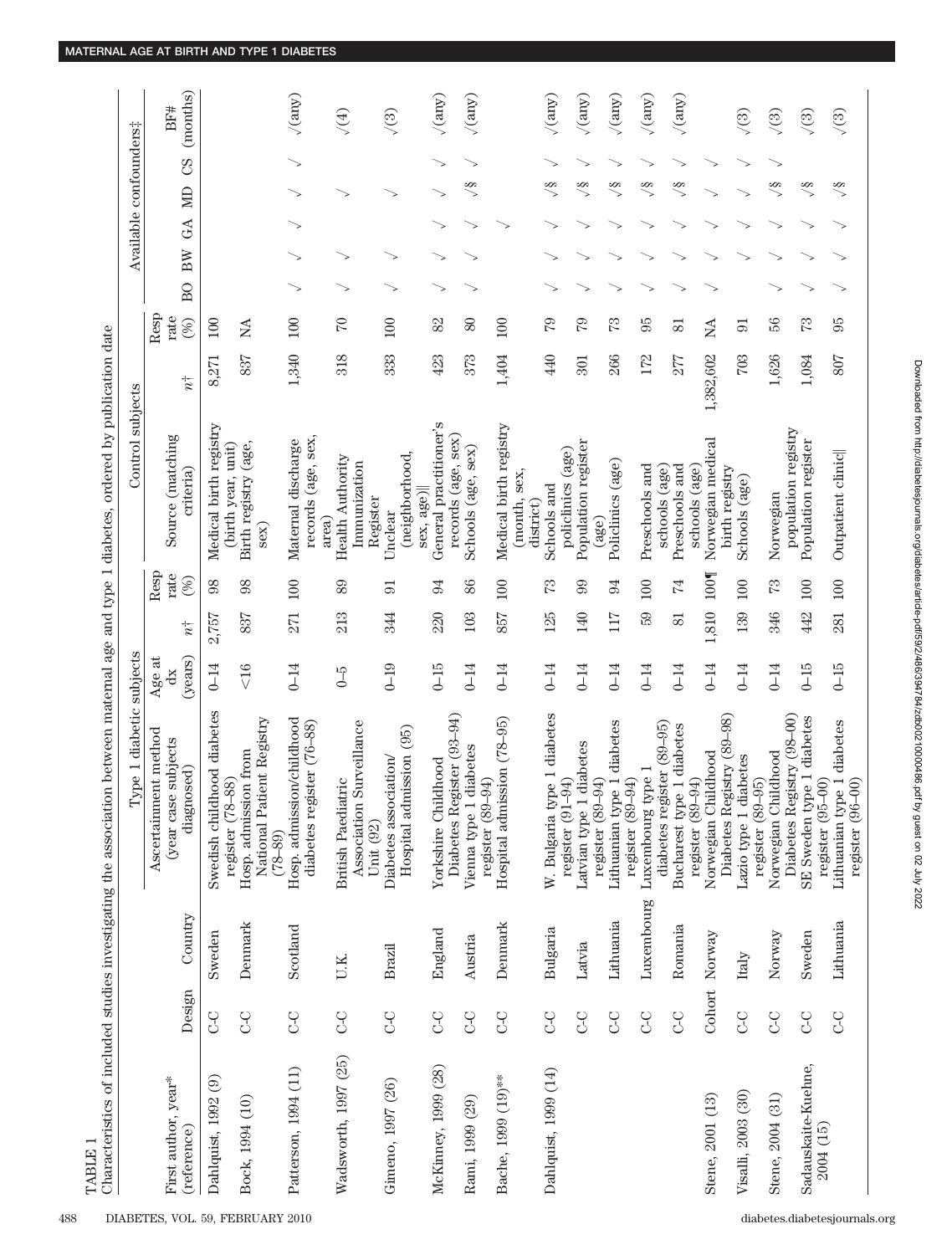TABLE 1

Characteristics of included studies investigating the association between maternal age and type 1 diabetes, ordered by publication date

| First author, year* (reference) | Design | Country | Type 1 diabetic subjects: Ascertainment method (year case subjects diagnosed) | Age at dx (years) | $n$† | Resp rate (%) | Control subjects: Source (matching criteria) | $n$† | Resp rate (%) | Available confounders‡: BO | BW | GA | MD | CS | BF# (months) |
|---|---|---|---|---|---|---|---|---|---|---|---|---|---|---|---|
| Dahlquist, 1992 (9) | C-C | Sweden | Swedish childhood diabetes register (78–88) | 0–14 | 2,757 | 98 | Medical birth registry (birth year, unit) | 8,271 | 100 | | | | | | |
| Bock, 1994 (10) | C-C | Denmark | Hosp. admission from National Patient Registry (78–89) | <16 | 837 | 98 | Birth registry (age, sex) | 837 | NA | | | | | | |
| Patterson, 1994 (11) | C-C | Scotland | Hosp. admission/childhood diabetes register (76–88) | 0–14 | 271 | 100 | Maternal discharge records (age, sex, area) | 1,340 | 100 | √ | √ | √ | √ | √ | √(any) |
| Wadsworth, 1997 (25) | C-C | U.K. | British Paediatric Association Surveillance Unit (92) | 0–5 | 213 | 89 | Health Authority Immunization Register | 318 | 70 | √ | √ | | √ | | √(4) |
| Gimeno, 1997 (26) | C-C | Brazil | Diabetes association/ Hospital admission (95) | 0–19 | 344 | 91 | Unclear (neighborhood, sex, age)‖ | 333 | 100 | √ | √ | | √ | | √(3) |
| McKinney, 1999 (28) | C-C | England | Yorkshire Childhood Diabetes Register (93–94) | 0–15 | 220 | 94 | General practitioner's records (age, sex) | 423 | 82 | √ | √ | √ | √ | √ | √(any) |
| Rami, 1999 (29) | C-C | Austria | Vienna type 1 diabetes register (89–94) | 0–14 | 103 | 86 | Schools (age, sex) | 373 | 80 | √ | √ | √ | √§ | √ | √(any) |
| Bache, 1999 (19)** | C-C | Denmark | Hospital admission (78–95) | 0–14 | 857 | 100 | Medical birth registry (month, sex, district) | 1,404 | 100 | | | √ | | | |
| Dahlquist, 1999 (14) | C-C | Bulgaria | W. Bulgaria type 1 diabetes register (91–94) | 0–14 | 125 | 73 | Schools and policlinics (age) | 440 | 79 | √ | √ | √ | √§ | √ | √(any) |
| | C-C | Latvia | Latvian type 1 diabetes register (89–94) | 0–14 | 140 | 99 | Population register (age) | 301 | 79 | √ | √ | √ | √§ | √ | √(any) |
| | C-C | Lithuania | Lithuanian type 1 diabetes register (89–94) | 0–14 | 117 | 94 | Policlinics (age) | 266 | 73 | √ | √ | √ | √§ | √ | √(any) |
| | C-C | Luxembourg | Luxembourg type 1 diabetes register (89–95) | 0–14 | 59 | 100 | Preschools and schools (age) | 172 | 95 | √ | √ | √ | √§ | √ | √(any) |
| | C-C | Romania | Bucharest type 1 diabetes register (89–94) | 0–14 | 81 | 74 | Preschools and schools (age) | 277 | 81 | √ | √ | √ | √§ | √ | √(any) |
| Stene, 2001 (13) | Cohort | Norway | Norwegian Childhood Diabetes Registry (89–98) | 0–14 | 1,810 | 100¶ | Norwegian medical birth registry | 1,382,602 | NA | √ | √ | √ | √ | √ | |
| Visalli, 2003 (30) | C-C | Italy | Lazio type 1 diabetes register (89–95) | 0–14 | 139 | 100 | Schools (age) | 703 | 91 | | √ | √ | √ | √ | √(3) |
| Stene, 2004 (31) | C-C | Norway | Norwegian Childhood Diabetes Registry (98–00) | 0–14 | 346 | 73 | Norwegian population registry | 1,626 | 56 | √ | √ | √ | √§ | √ | √(3) |
| Sadauskaite-Kuehne, 2004 (15) | C-C | Sweden | SE Sweden type 1 diabetes register (95–00) | 0–15 | 442 | 100 | Population register | 1,084 | 73 | √ | √ | √ | √§ | | √(3) |
| | C-C | Lithuania | Lithuanian type 1 diabetes register (96–00) | 0–15 | 281 | 100 | Outpatient clinic‖ | 807 | 95 | √ | √ | √ | √§ | | √(3) |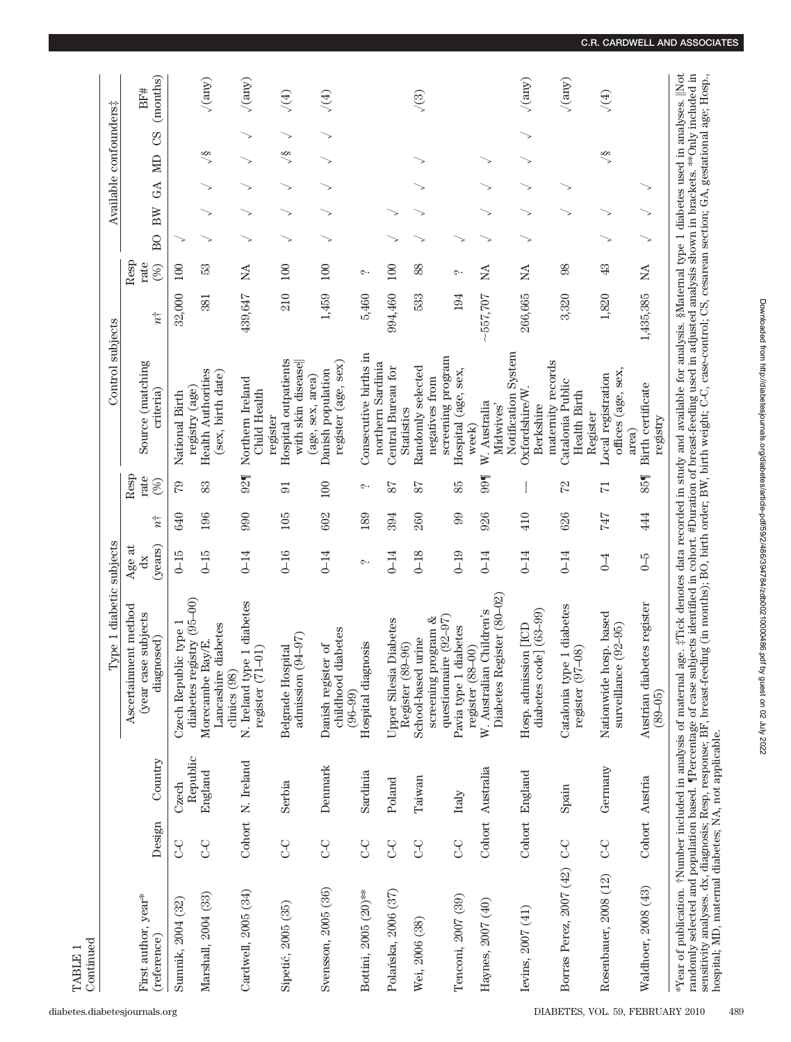TABLE 1
Continued

| First author, year* (reference) | Design | Country | Type 1 diabetic subjects | | | | Control subjects | | | Available confounders‡ | | | | | |
|---|---|---|---|---|---|---|---|---|---|---|---|---|---|---|---|
| | | | Ascertainment method (year case subjects diagnosed) | Age at dx (years) | $n$† | Resp rate (%) | Source (matching criteria) | $n$† | Resp rate (%) | BO | BW | GA | MD | CS | BF# (months) |
| Sumnik, 2004 (32) | C-C | Czech Republic | Czech Republic type 1 diabetes registry (95–00) | 0–15 | 640 | 79 | National Birth registry (age) | 32,000 | 100 | √ | | | | | |
| Marshall, 2004 (33) | C-C | England | Morecambe Bay/E. Lancashire diabetes clinics (98) | 0–15 | 196 | 83 | Health Authorities (sex, birth date) | 381 | 53 | √ | √ | √ | √§ | | √(any) |
| Cardwell, 2005 (34) | Cohort | N. Ireland | N. Ireland type 1 diabetes register (71–01) | 0–14 | 990 | 92¶ | Northern Ireland Child Health register | 439,647 | NA | √ | √ | √ | √ | √ | √(any) |
| Sipetić, 2005 (35) | C-C | Serbia | Belgrade Hospital admission (94–97) | 0–16 | 105 | 91 | Hospital outpatients with skin disease‖ (age, sex, area) | 210 | 100 | √ | √ | √ | √§ | √ | √(4) |
| Svensson, 2005 (36) | C-C | Denmark | Danish register of childhood diabetes (96–99) | 0–14 | 602 | 100 | Danish population register (age, sex) | 1,459 | 100 | √ | √ | √ | √ | √ | √(4) |
| Bottini, 2005 (20)** | C-C | Sardinia | Hospital diagnosis | ? | 189 | ? | Consecutive births in northern Sardinia | 5,460 | ? | √ | | | | | |
| Polańska, 2006 (37) | C-C | Poland | Upper Silesia Diabetes Register (89–96) | 0–14 | 394 | 87 | Central Bureau for Statistics | 994,460 | 100 | √ | √ | | | | |
| Wei, 2006 (38) | C-C | Taiwan | School-based urine screening program & questionnaire (92–97) | 0–18 | 260 | 87 | Randomly selected negatives from screening program | 533 | 88 | √ | √ | √ | √ | | √(3) |
| Tenconi, 2007 (39) | C-C | Italy | Pavia type 1 diabetes register (88–00) | 0–19 | 99 | 85 | Hospital (age, sex, week) | 194 | ? | √ | √ | | | | |
| Haynes, 2007 (40) | Cohort | Australia | W. Australian Children's Diabetes Register (80–02) | 0–14 | 926 | 99¶ | W. Australia Midwives' Notification System | ~557,707 | NA | √ | √ | √ | √ | | |
| Ievins, 2007 (41) | Cohort | England | Hosp. admission [ICD diabetes code] (63–99) | 0–14 | 410 | — | Oxfordshire/W. Berkshire maternity records | 266,665 | NA | √ | √ | √ | √ | √ | √(any) |
| Borras Perez, 2007 (42) | C-C | Spain | Catalonia type 1 diabetes register (97–08) | 0–14 | 626 | 72 | Catalonia Public Health Birth Register | 3,320 | 98 | | √ | √ | | | √(any) |
| Rosenbauer, 2008 (12) | C-C | Germany | Nationwide hosp. based surveillance (92–95) | 0–4 | 747 | 71 | Local registration offices (age, sex, area) | 1,820 | 43 | √ | √ | | √§ | | √(4) |
| Waldhoer, 2008 (43) | Cohort | Austria | Austrian diabetes register (89–05) | 0–5 | 444 | 85¶ | Birth certificate registry | 1,435,385 | NA | √ | √ | √ | | | |

*Year of publication. †Number included in analysis of maternal age. ‡Tick denotes data recorded in study and available for analysis. §Maternal type 1 diabetes used in analyses. ‖Not randomly selected and population based. ¶Percentage of case subjects identified in cohort. #Duration of breast-feeding used in adjusted analysis shown in brackets. **Only included in sensitivity analyses. dx, diagnosis; Resp, response; BF, breast-feeding (in months); BO, birth order; BW, birth weight; C-C, case-control; CS, cesarean section; GA, gestational age; Hosp., hospital; MD, maternal diabetes; NA, not applicable.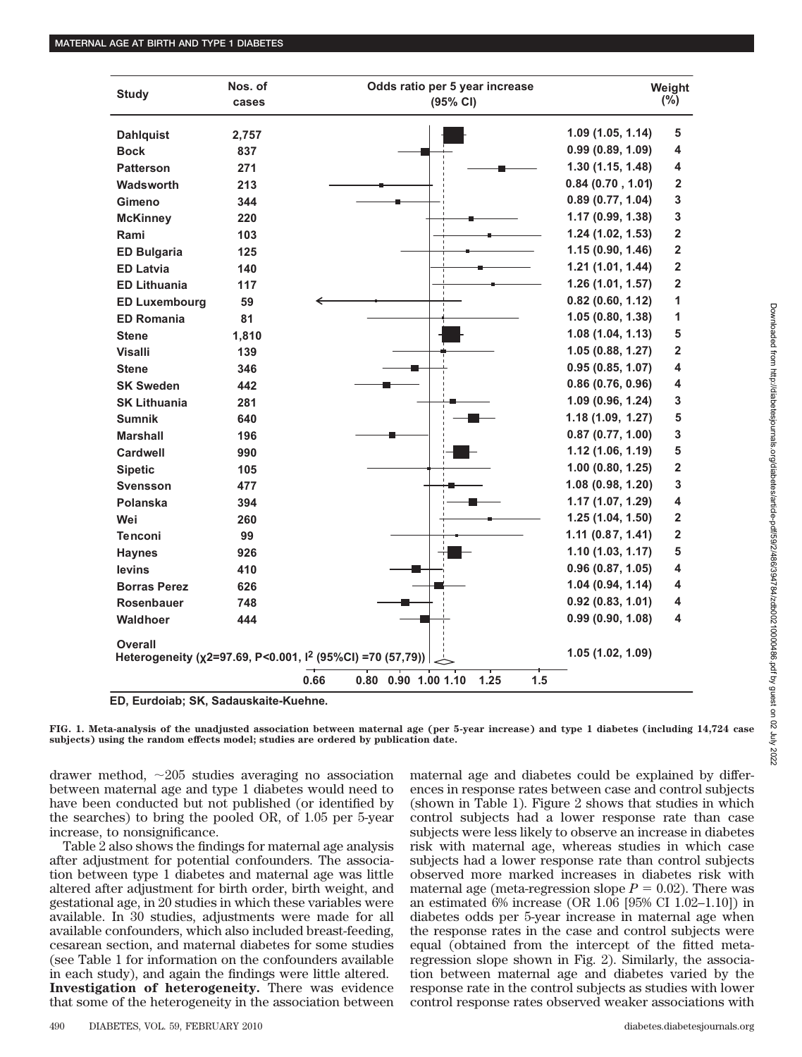| Study | Nos. of cases | Odds ratio per 5 year increase (95% CI) | Weight (%) |
|---|---|---|---|
| Dahlquist | 2,757 | 1.09 (1.05, 1.14) | 5 |
| Bock | 837 | 0.99 (0.89, 1.09) | 4 |
| Patterson | 271 | 1.30 (1.15, 1.48) | 4 |
| Wadsworth | 213 | 0.84 (0.70 , 1.01) | 2 |
| Gimeno | 344 | 0.89 (0.77, 1.04) | 3 |
| McKinney | 220 | 1.17 (0.99, 1.38) | 3 |
| Rami | 103 | 1.24 (1.02, 1.53) | 2 |
| ED Bulgaria | 125 | 1.15 (0.90, 1.46) | 2 |
| ED Latvia | 140 | 1.21 (1.01, 1.44) | 2 |
| ED Lithuania | 117 | 1.26 (1.01, 1.57) | 2 |
| ED Luxembourg | 59 | 0.82 (0.60, 1.12) | 1 |
| ED Romania | 81 | 1.05 (0.80, 1.38) | 1 |
| Stene | 1,810 | 1.08 (1.04, 1.13) | 5 |
| Visalli | 139 | 1.05 (0.88, 1.27) | 2 |
| Stene | 346 | 0.95 (0.85, 1.07) | 4 |
| SK Sweden | 442 | 0.86 (0.76, 0.96) | 4 |
| SK Lithuania | 281 | 1.09 (0.96, 1.24) | 3 |
| Sumnik | 640 | 1.18 (1.09, 1.27) | 5 |
| Marshall | 196 | 0.87 (0.77, 1.00) | 3 |
| Cardwell | 990 | 1.12 (1.06, 1.19) | 5 |
| Sipetic | 105 | 1.00 (0.80, 1.25) | 2 |
| Svensson | 477 | 1.08 (0.98, 1.20) | 3 |
| Polanska | 394 | 1.17 (1.07, 1.29) | 4 |
| Wei | 260 | 1.25 (1.04, 1.50) | 2 |
| Tenconi | 99 | 1.11 (0.87, 1.41) | 2 |
| Haynes | 926 | 1.10 (1.03, 1.17) | 5 |
| Ievins | 410 | 0.96 (0.87, 1.05) | 4 |
| Borras Perez | 626 | 1.04 (0.94, 1.14) | 4 |
| Rosenbauer | 748 | 0.92 (0.83, 1.01) | 4 |
| Waldhoer | 444 | 0.99 (0.90, 1.08) | 4 |
| **Overall** Heterogeneity ($\chi2$=97.69, P<0.001, $I^2$ (95%CI) =70 (57,79)) | | 1.05 (1.02, 1.09) | |

Axis: 0.66, 0.80, 0.90, 1.00, 1.10, 1.25, 1.5

ED, Eurdoiab; SK, Sadauskaite-Kuehne.

**FIG. 1. Meta-analysis of the unadjusted association between maternal age (per 5-year increase) and type 1 diabetes (including 14,724 case subjects) using the random effects model; studies are ordered by publication date.**

drawer method, ~205 studies averaging no association between maternal age and type 1 diabetes would need to have been conducted but not published (or identified by the searches) to bring the pooled OR, of 1.05 per 5-year increase, to nonsignificance.

Table 2 also shows the findings for maternal age analysis after adjustment for potential confounders. The association between type 1 diabetes and maternal age was little altered after adjustment for birth order, birth weight, and gestational age, in 20 studies in which these variables were available. In 30 studies, adjustments were made for all available confounders, which also included breast-feeding, cesarean section, and maternal diabetes for some studies (see Table 1 for information on the confounders available in each study), and again the findings were little altered.

**Investigation of heterogeneity.** There was evidence that some of the heterogeneity in the association between maternal age and diabetes could be explained by differences in response rates between case and control subjects (shown in Table 1). Figure 2 shows that studies in which control subjects had a lower response rate than case subjects were less likely to observe an increase in diabetes risk with maternal age, whereas studies in which case subjects had a lower response rate than control subjects observed more marked increases in diabetes risk with maternal age (meta-regression slope $P = 0.02$). There was an estimated 6% increase (OR 1.06 [95% CI 1.02–1.10]) in diabetes odds per 5-year increase in maternal age when the response rates in the case and control subjects were equal (obtained from the intercept of the fitted meta-regression slope shown in Fig. 2). Similarly, the association between maternal age and diabetes varied by the response rate in the control subjects as studies with lower control response rates observed weaker associations with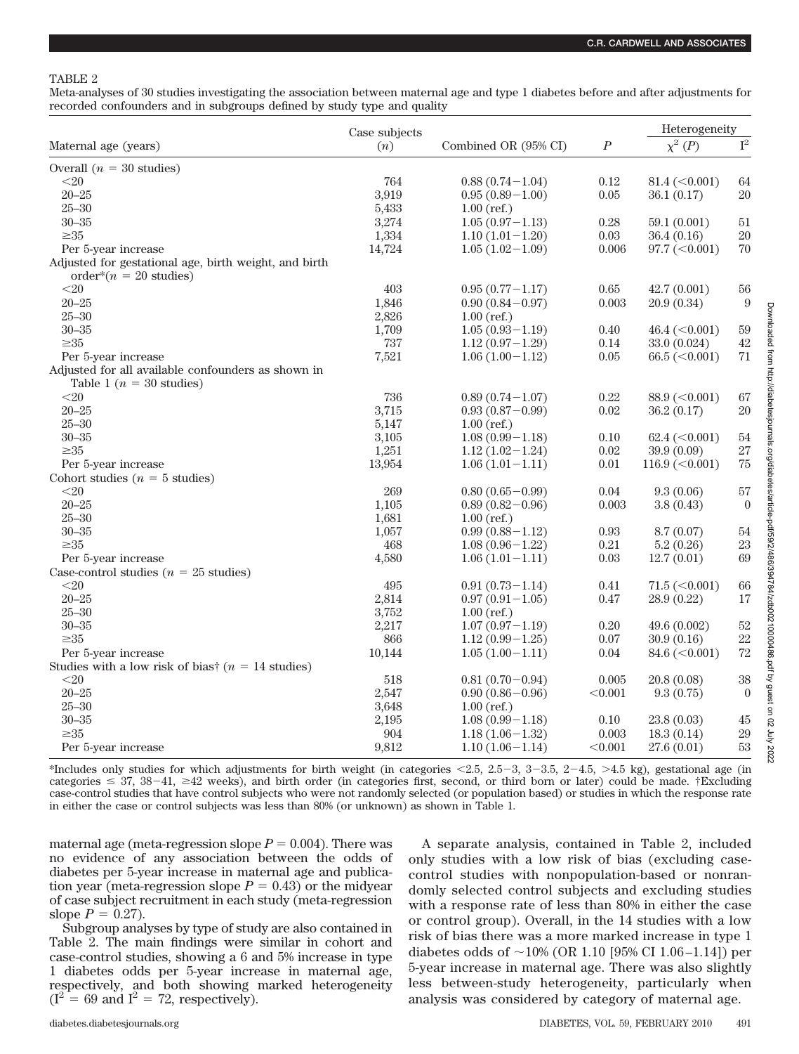TABLE 2

Meta-analyses of 30 studies investigating the association between maternal age and type 1 diabetes before and after adjustments for recorded confounders and in subgroups defined by study type and quality

| Maternal age (years) | Case subjects (n) | Combined OR (95% CI) | $P$ | Heterogeneity $\chi^2$ ($P$) | $I^2$ |
|---|---|---|---|---|---|
| Overall ($n$ = 30 studies) | | | | | |
| <20 | 764 | 0.88 (0.74–1.04) | 0.12 | 81.4 (<0.001) | 64 |
| 20–25 | 3,919 | 0.95 (0.89–1.00) | 0.05 | 36.1 (0.17) | 20 |
| 25–30 | 5,433 | 1.00 (ref.) | | | |
| 30–35 | 3,274 | 1.05 (0.97–1.13) | 0.28 | 59.1 (0.001) | 51 |
| ≥35 | 1,334 | 1.10 (1.01–1.20) | 0.03 | 36.4 (0.16) | 20 |
| Per 5-year increase | 14,724 | 1.05 (1.02–1.09) | 0.006 | 97.7 (<0.001) | 70 |
| Adjusted for gestational age, birth weight, and birth order* ($n$ = 20 studies) | | | | | |
| <20 | 403 | 0.95 (0.77–1.17) | 0.65 | 42.7 (0.001) | 56 |
| 20–25 | 1,846 | 0.90 (0.84–0.97) | 0.003 | 20.9 (0.34) | 9 |
| 25–30 | 2,826 | 1.00 (ref.) | | | |
| 30–35 | 1,709 | 1.05 (0.93–1.19) | 0.40 | 46.4 (<0.001) | 59 |
| ≥35 | 737 | 1.12 (0.97–1.29) | 0.14 | 33.0 (0.024) | 42 |
| Per 5-year increase | 7,521 | 1.06 (1.00–1.12) | 0.05 | 66.5 (<0.001) | 71 |
| Adjusted for all available confounders as shown in Table 1 ($n$ = 30 studies) | | | | | |
| <20 | 736 | 0.89 (0.74–1.07) | 0.22 | 88.9 (<0.001) | 67 |
| 20–25 | 3,715 | 0.93 (0.87–0.99) | 0.02 | 36.2 (0.17) | 20 |
| 25–30 | 5,147 | 1.00 (ref.) | | | |
| 30–35 | 3,105 | 1.08 (0.99–1.18) | 0.10 | 62.4 (<0.001) | 54 |
| ≥35 | 1,251 | 1.12 (1.02–1.24) | 0.02 | 39.9 (0.09) | 27 |
| Per 5-year increase | 13,954 | 1.06 (1.01–1.11) | 0.01 | 116.9 (<0.001) | 75 |
| Cohort studies ($n$ = 5 studies) | | | | | |
| <20 | 269 | 0.80 (0.65–0.99) | 0.04 | 9.3 (0.06) | 57 |
| 20–25 | 1,105 | 0.89 (0.82–0.96) | 0.003 | 3.8 (0.43) | 0 |
| 25–30 | 1,681 | 1.00 (ref.) | | | |
| 30–35 | 1,057 | 0.99 (0.88–1.12) | 0.93 | 8.7 (0.07) | 54 |
| ≥35 | 468 | 1.08 (0.96–1.22) | 0.21 | 5.2 (0.26) | 23 |
| Per 5-year increase | 4,580 | 1.06 (1.01–1.11) | 0.03 | 12.7 (0.01) | 69 |
| Case-control studies ($n$ = 25 studies) | | | | | |
| <20 | 495 | 0.91 (0.73–1.14) | 0.41 | 71.5 (<0.001) | 66 |
| 20–25 | 2,814 | 0.97 (0.91–1.05) | 0.47 | 28.9 (0.22) | 17 |
| 25–30 | 3,752 | 1.00 (ref.) | | | |
| 30–35 | 2,217 | 1.07 (0.97–1.19) | 0.20 | 49.6 (0.002) | 52 |
| ≥35 | 866 | 1.12 (0.99–1.25) | 0.07 | 30.9 (0.16) | 22 |
| Per 5-year increase | 10,144 | 1.05 (1.00–1.11) | 0.04 | 84.6 (<0.001) | 72 |
| Studies with a low risk of bias† ($n$ = 14 studies) | | | | | |
| <20 | 518 | 0.81 (0.70–0.94) | 0.005 | 20.8 (0.08) | 38 |
| 20–25 | 2,547 | 0.90 (0.86–0.96) | <0.001 | 9.3 (0.75) | 0 |
| 25–30 | 3,648 | 1.00 (ref.) | | | |
| 30–35 | 2,195 | 1.08 (0.99–1.18) | 0.10 | 23.8 (0.03) | 45 |
| ≥35 | 904 | 1.18 (1.06–1.32) | 0.003 | 18.3 (0.14) | 29 |
| Per 5-year increase | 9,812 | 1.10 (1.06–1.14) | <0.001 | 27.6 (0.01) | 53 |

*Includes only studies for which adjustments for birth weight (in categories <2.5, 2.5–3, 3–3.5, 2–4.5, >4.5 kg), gestational age (in categories ≤ 37, 38–41, ≥42 weeks), and birth order (in categories first, second, or third born or later) could be made. †Excluding case-control studies that have control subjects who were not randomly selected (or population based) or studies in which the response rate in either the case or control subjects was less than 80% (or unknown) as shown in Table 1.

maternal age (meta-regression slope $P = 0.004$). There was no evidence of any association between the odds of diabetes per 5-year increase in maternal age and publication year (meta-regression slope $P = 0.43$) or the midyear of case subject recruitment in each study (meta-regression slope $P = 0.27$).

Subgroup analyses by type of study are also contained in Table 2. The main findings were similar in cohort and case-control studies, showing a 6 and 5% increase in type 1 diabetes odds per 5-year increase in maternal age, respectively, and both showing marked heterogeneity ($I^2 = 69$ and $I^2 = 72$, respectively).

A separate analysis, contained in Table 2, included only studies with a low risk of bias (excluding case-control studies with nonpopulation-based or nonrandomly selected control subjects and excluding studies with a response rate of less than 80% in either the case or control group). Overall, in the 14 studies with a low risk of bias there was a more marked increase in type 1 diabetes odds of ~10% (OR 1.10 [95% CI 1.06–1.14]) per 5-year increase in maternal age. There was also slightly less between-study heterogeneity, particularly when analysis was considered by category of maternal age.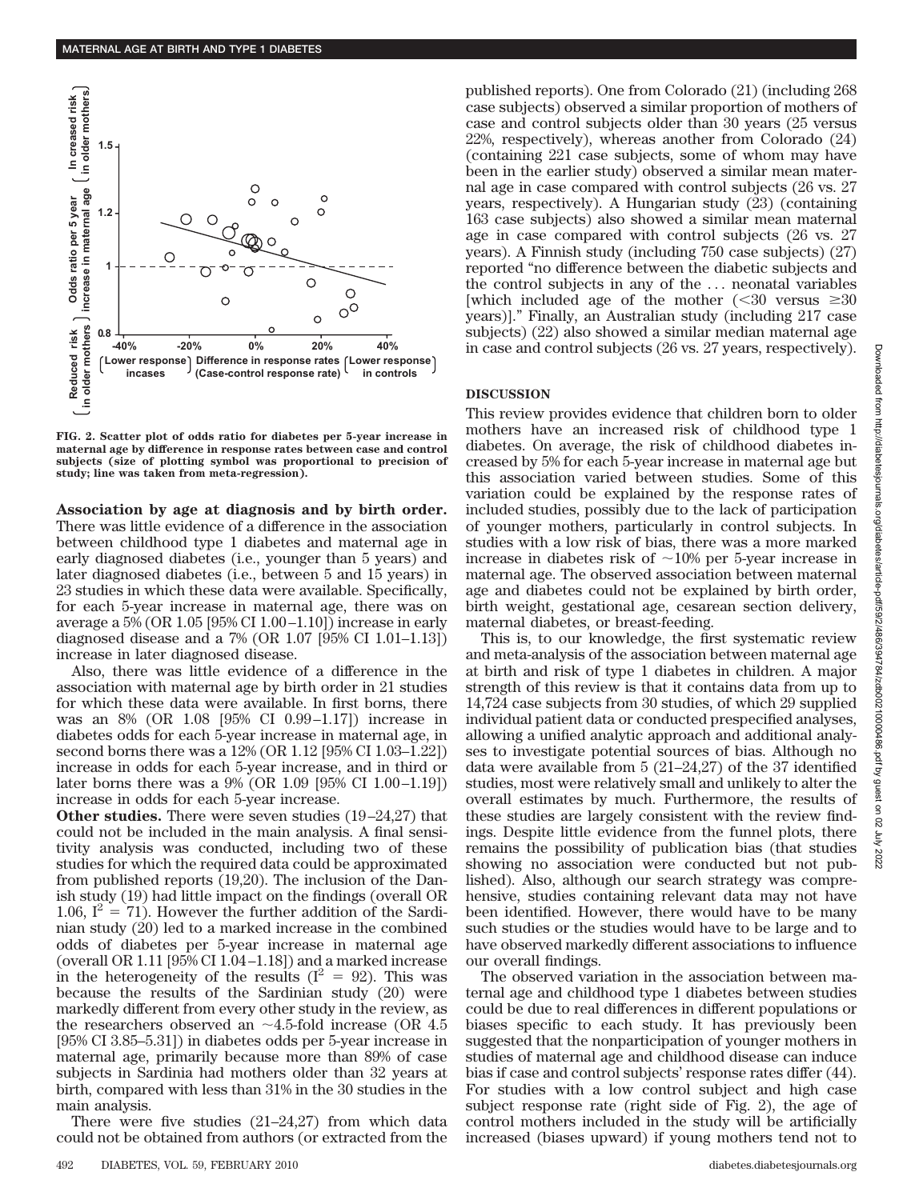FIG. 2. Scatter plot of odds ratio for diabetes per 5-year increase in maternal age by difference in response rates between case and control subjects (size of plotting symbol was proportional to precision of study; line was taken from meta-regression).

**Association by age at diagnosis and by birth order.** There was little evidence of a difference in the association between childhood type 1 diabetes and maternal age in early diagnosed diabetes (i.e., younger than 5 years) and later diagnosed diabetes (i.e., between 5 and 15 years) in 23 studies in which these data were available. Specifically, for each 5-year increase in maternal age, there was on average a 5% (OR 1.05 [95% CI 1.00–1.10]) increase in early diagnosed disease and a 7% (OR 1.07 [95% CI 1.01–1.13]) increase in later diagnosed disease.

Also, there was little evidence of a difference in the association with maternal age by birth order in 21 studies for which these data were available. In first borns, there was an 8% (OR 1.08 [95% CI 0.99–1.17]) increase in diabetes odds for each 5-year increase in maternal age, in second borns there was a 12% (OR 1.12 [95% CI 1.03–1.22]) increase in odds for each 5-year increase, and in third or later borns there was a 9% (OR 1.09 [95% CI 1.00–1.19]) increase in odds for each 5-year increase.

**Other studies.** There were seven studies (19–24,27) that could not be included in the main analysis. A final sensitivity analysis was conducted, including two of these studies for which the required data could be approximated from published reports (19,20). The inclusion of the Danish study (19) had little impact on the findings (overall OR 1.06, $I^2 = 71$). However the further addition of the Sardinian study (20) led to a marked increase in the combined odds of diabetes per 5-year increase in maternal age (overall OR 1.11 [95% CI 1.04–1.18]) and a marked increase in the heterogeneity of the results ($I^2 = 92$). This was because the results of the Sardinian study (20) were markedly different from every other study in the review, as the researchers observed an ~4.5-fold increase (OR 4.5 [95% CI 3.85–5.31]) in diabetes odds per 5-year increase in maternal age, primarily because more than 89% of case subjects in Sardinia had mothers older than 32 years at birth, compared with less than 31% in the 30 studies in the main analysis.

There were five studies (21–24,27) from which data could not be obtained from authors (or extracted from the published reports). One from Colorado (21) (including 268 case subjects) observed a similar proportion of mothers of case and control subjects older than 30 years (25 versus 22%, respectively), whereas another from Colorado (24) (containing 221 case subjects, some of whom may have been in the earlier study) observed a similar mean maternal age in case compared with control subjects (26 vs. 27 years, respectively). A Hungarian study (23) (containing 163 case subjects) also showed a similar mean maternal age in case compared with control subjects (26 vs. 27 years). A Finnish study (including 750 case subjects) (27) reported "no difference between the diabetic subjects and the control subjects in any of the ... neonatal variables [which included age of the mother (<30 versus ≥30 years)]." Finally, an Australian study (including 217 case subjects) (22) also showed a similar median maternal age in case and control subjects (26 vs. 27 years, respectively).

## DISCUSSION

This review provides evidence that children born to older mothers have an increased risk of childhood type 1 diabetes. On average, the risk of childhood diabetes increased by 5% for each 5-year increase in maternal age but this association varied between studies. Some of this variation could be explained by the response rates of included studies, possibly due to the lack of participation of younger mothers, particularly in control subjects. In studies with a low risk of bias, there was a more marked increase in diabetes risk of ~10% per 5-year increase in maternal age. The observed association between maternal age and diabetes could not be explained by birth order, birth weight, gestational age, cesarean section delivery, maternal diabetes, or breast-feeding.

This is, to our knowledge, the first systematic review and meta-analysis of the association between maternal age at birth and risk of type 1 diabetes in children. A major strength of this review is that it contains data from up to 14,724 case subjects from 30 studies, of which 29 supplied individual patient data or conducted prespecified analyses, allowing a unified analytic approach and additional analyses to investigate potential sources of bias. Although no data were available from 5 (21–24,27) of the 37 identified studies, most were relatively small and unlikely to alter the overall estimates by much. Furthermore, the results of these studies are largely consistent with the review findings. Despite little evidence from the funnel plots, there remains the possibility of publication bias (that studies showing no association were conducted but not published). Also, although our search strategy was comprehensive, studies containing relevant data may not have been identified. However, there would have to be many such studies or the studies would have to be large and to have observed markedly different associations to influence our overall findings.

The observed variation in the association between maternal age and childhood type 1 diabetes between studies could be due to real differences in different populations or biases specific to each study. It has previously been suggested that the nonparticipation of younger mothers in studies of maternal age and childhood disease can induce bias if case and control subjects' response rates differ (44). For studies with a low control subject and high case subject response rate (right side of Fig. 2), the age of control mothers included in the study will be artificially increased (biases upward) if young mothers tend not to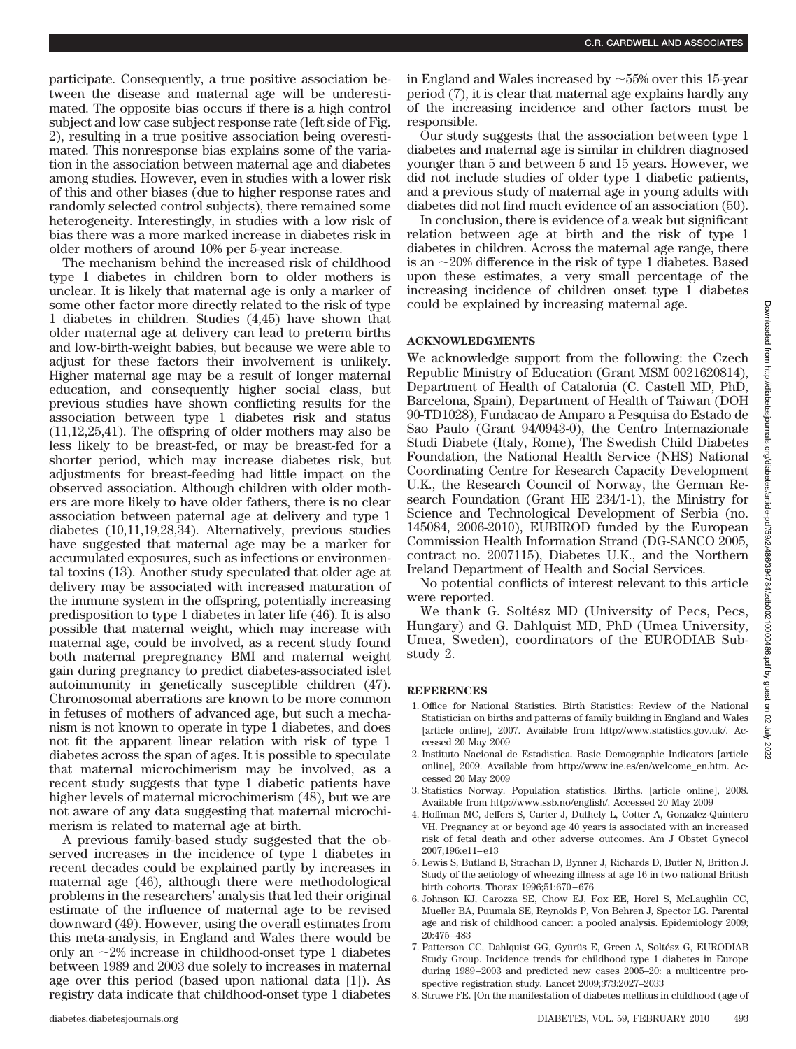participate. Consequently, a true positive association between the disease and maternal age will be underestimated. The opposite bias occurs if there is a high control subject and low case subject response rate (left side of Fig. 2), resulting in a true positive association being overestimated. This nonresponse bias explains some of the variation in the association between maternal age and diabetes among studies. However, even in studies with a lower risk of this and other biases (due to higher response rates and randomly selected control subjects), there remained some heterogeneity. Interestingly, in studies with a low risk of bias there was a more marked increase in diabetes risk in older mothers of around 10% per 5-year increase.

The mechanism behind the increased risk of childhood type 1 diabetes in children born to older mothers is unclear. It is likely that maternal age is only a marker of some other factor more directly related to the risk of type 1 diabetes in children. Studies (4,45) have shown that older maternal age at delivery can lead to preterm births and low-birth-weight babies, but because we were able to adjust for these factors their involvement is unlikely. Higher maternal age may be a result of longer maternal education, and consequently higher social class, but previous studies have shown conflicting results for the association between type 1 diabetes risk and status (11,12,25,41). The offspring of older mothers may also be less likely to be breast-fed, or may be breast-fed for a shorter period, which may increase diabetes risk, but adjustments for breast-feeding had little impact on the observed association. Although children with older mothers are more likely to have older fathers, there is no clear association between paternal age at delivery and type 1 diabetes (10,11,19,28,34). Alternatively, previous studies have suggested that maternal age may be a marker for accumulated exposures, such as infections or environmental toxins (13). Another study speculated that older age at delivery may be associated with increased maturation of the immune system in the offspring, potentially increasing predisposition to type 1 diabetes in later life (46). It is also possible that maternal weight, which may increase with maternal age, could be involved, as a recent study found both maternal prepregnancy BMI and maternal weight gain during pregnancy to predict diabetes-associated islet autoimmunity in genetically susceptible children (47). Chromosomal aberrations are known to be more common in fetuses of mothers of advanced age, but such a mechanism is not known to operate in type 1 diabetes, and does not fit the apparent linear relation with risk of type 1 diabetes across the span of ages. It is possible to speculate that maternal microchimerism may be involved, as a recent study suggests that type 1 diabetic patients have higher levels of maternal microchimerism (48), but we are not aware of any data suggesting that maternal microchimerism is related to maternal age at birth.

A previous family-based study suggested that the observed increases in the incidence of type 1 diabetes in recent decades could be explained partly by increases in maternal age (46), although there were methodological problems in the researchers' analysis that led their original estimate of the influence of maternal age to be revised downward (49). However, using the overall estimates from this meta-analysis, in England and Wales there would be only an ~2% increase in childhood-onset type 1 diabetes between 1989 and 2003 due solely to increases in maternal age over this period (based upon national data [1]). As registry data indicate that childhood-onset type 1 diabetes in England and Wales increased by ~55% over this 15-year period (7), it is clear that maternal age explains hardly any of the increasing incidence and other factors must be responsible.

Our study suggests that the association between type 1 diabetes and maternal age is similar in children diagnosed younger than 5 and between 5 and 15 years. However, we did not include studies of older type 1 diabetic patients, and a previous study of maternal age in young adults with diabetes did not find much evidence of an association (50).

In conclusion, there is evidence of a weak but significant relation between age at birth and the risk of type 1 diabetes in children. Across the maternal age range, there is an ~20% difference in the risk of type 1 diabetes. Based upon these estimates, a very small percentage of the increasing incidence of children onset type 1 diabetes could be explained by increasing maternal age.

## ACKNOWLEDGMENTS

We acknowledge support from the following: the Czech Republic Ministry of Education (Grant MSM 0021620814), Department of Health of Catalonia (C. Castell MD, PhD, Barcelona, Spain), Department of Health of Taiwan (DOH 90-TD1028), Fundacao de Amparo a Pesquisa do Estado de Sao Paulo (Grant 94/0943-0), the Centro Internazionale Studi Diabete (Italy, Rome), The Swedish Child Diabetes Foundation, the National Health Service (NHS) National Coordinating Centre for Research Capacity Development U.K., the Research Council of Norway, the German Research Foundation (Grant HE 234/1-1), the Ministry for Science and Technological Development of Serbia (no. 145084, 2006-2010), EUBIROD funded by the European Commission Health Information Strand (DG-SANCO 2005, contract no. 2007115), Diabetes U.K., and the Northern Ireland Department of Health and Social Services.

No potential conflicts of interest relevant to this article were reported.

We thank G. Soltész MD (University of Pecs, Pecs, Hungary) and G. Dahlquist MD, PhD (Umea University, Umea, Sweden), coordinators of the EURODIAB Substudy 2.

## REFERENCES

1. Office for National Statistics. Birth Statistics: Review of the National Statistician on births and patterns of family building in England and Wales [article online], 2007. Available from http://www.statistics.gov.uk/. Accessed 20 May 2009
2. Instituto Nacional de Estadistica. Basic Demographic Indicators [article online], 2009. Available from http://www.ine.es/en/welcome_en.htm. Accessed 20 May 2009
3. Statistics Norway. Population statistics. Births. [article online], 2008. Available from http://www.ssb.no/english/. Accessed 20 May 2009
4. Hoffman MC, Jeffers S, Carter J, Duthely L, Cotter A, Gonzalez-Quintero VH. Pregnancy at or beyond age 40 years is associated with an increased risk of fetal death and other adverse outcomes. Am J Obstet Gynecol 2007;196:e11–e13
5. Lewis S, Butland B, Strachan D, Bynner J, Richards D, Butler N, Britton J. Study of the aetiology of wheezing illness at age 16 in two national British birth cohorts. Thorax 1996;51:670–676
6. Johnson KJ, Carozza SE, Chow EJ, Fox EE, Horel S, McLaughlin CC, Mueller BA, Puumala SE, Reynolds P, Von Behren J, Spector LG. Parental age and risk of childhood cancer: a pooled analysis. Epidemiology 2009; 20:475–483
7. Patterson CC, Dahlquist GG, Gyürüs E, Green A, Soltész G, EURODIAB Study Group. Incidence trends for childhood type 1 diabetes in Europe during 1989–2003 and predicted new cases 2005–20: a multicentre prospective registration study. Lancet 2009;373:2027–2033
8. Struwe FE. [On the manifestation of diabetes mellitus in childhood (age of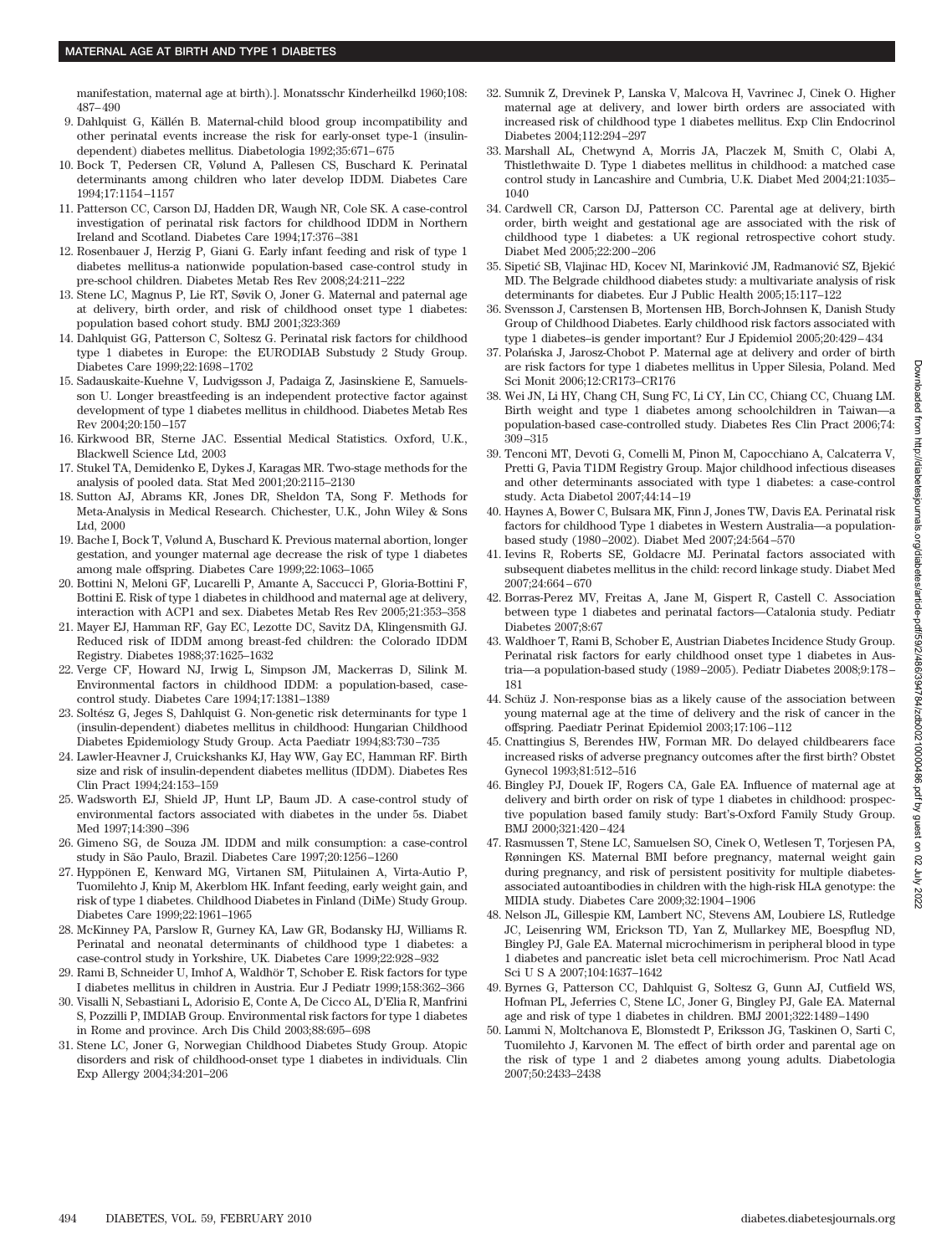manifestation, maternal age at birth).]. Monatsschr Kinderheilkd 1960;108: 487–490

9. Dahlquist G, Källén B. Maternal-child blood group incompatibility and other perinatal events increase the risk for early-onset type-1 (insulin-dependent) diabetes mellitus. Diabetologia 1992;35:671–675
10. Bock T, Pedersen CR, Vølund A, Pallesen CS, Buschard K. Perinatal determinants among children who later develop IDDM. Diabetes Care 1994;17:1154–1157
11. Patterson CC, Carson DJ, Hadden DR, Waugh NR, Cole SK. A case-control investigation of perinatal risk factors for childhood IDDM in Northern Ireland and Scotland. Diabetes Care 1994;17:376–381
12. Rosenbauer J, Herzig P, Giani G. Early infant feeding and risk of type 1 diabetes mellitus-a nationwide population-based case-control study in pre-school children. Diabetes Metab Res Rev 2008;24:211–222
13. Stene LC, Magnus P, Lie RT, Søvik O, Joner G. Maternal and paternal age at delivery, birth order, and risk of childhood onset type 1 diabetes: population based cohort study. BMJ 2001;323:369
14. Dahlquist GG, Patterson C, Soltesz G. Perinatal risk factors for childhood type 1 diabetes in Europe: the EURODIAB Substudy 2 Study Group. Diabetes Care 1999;22:1698–1702
15. Sadauskaite-Kuehne V, Ludvigsson J, Padaiga Z, Jasinskiene E, Samuelsson U. Longer breastfeeding is an independent protective factor against development of type 1 diabetes mellitus in childhood. Diabetes Metab Res Rev 2004;20:150–157
16. Kirkwood BR, Sterne JAC. Essential Medical Statistics. Oxford, U.K., Blackwell Science Ltd, 2003
17. Stukel TA, Demidenko E, Dykes J, Karagas MR. Two-stage methods for the analysis of pooled data. Stat Med 2001;20:2115–2130
18. Sutton AJ, Abrams KR, Jones DR, Sheldon TA, Song F. Methods for Meta-Analysis in Medical Research. Chichester, U.K., John Wiley & Sons Ltd, 2000
19. Bache I, Bock T, Vølund A, Buschard K. Previous maternal abortion, longer gestation, and younger maternal age decrease the risk of type 1 diabetes among male offspring. Diabetes Care 1999;22:1063–1065
20. Bottini N, Meloni GF, Lucarelli P, Amante A, Saccucci P, Gloria-Bottini F, Bottini E. Risk of type 1 diabetes in childhood and maternal age at delivery, interaction with ACP1 and sex. Diabetes Metab Res Rev 2005;21:353–358
21. Mayer EJ, Hamman RF, Gay EC, Lezotte DC, Savitz DA, Klingensmith GJ. Reduced risk of IDDM among breast-fed children: the Colorado IDDM Registry. Diabetes 1988;37:1625–1632
22. Verge CF, Howard NJ, Irwig L, Simpson JM, Mackerras D, Silink M. Environmental factors in childhood IDDM: a population-based, case-control study. Diabetes Care 1994;17:1381–1389
23. Soltész G, Jeges S, Dahlquist G. Non-genetic risk determinants for type 1 (insulin-dependent) diabetes mellitus in childhood: Hungarian Childhood Diabetes Epidemiology Study Group. Acta Paediatr 1994;83:730–735
24. Lawler-Heavner J, Cruickshanks KJ, Hay WW, Gay EC, Hamman RF. Birth size and risk of insulin-dependent diabetes mellitus (IDDM). Diabetes Res Clin Pract 1994;24:153–159
25. Wadsworth EJ, Shield JP, Hunt LP, Baum JD. A case-control study of environmental factors associated with diabetes in the under 5s. Diabet Med 1997;14:390–396
26. Gimeno SG, de Souza JM. IDDM and milk consumption: a case-control study in São Paulo, Brazil. Diabetes Care 1997;20:1256–1260
27. Hyppönen E, Kenward MG, Virtanen SM, Piitulainen A, Virta-Autio P, Tuomilehto J, Knip M, Akerblom HK. Infant feeding, early weight gain, and risk of type 1 diabetes. Childhood Diabetes in Finland (DiMe) Study Group. Diabetes Care 1999;22:1961–1965
28. McKinney PA, Parslow R, Gurney KA, Law GR, Bodansky HJ, Williams R. Perinatal and neonatal determinants of childhood type 1 diabetes: a case-control study in Yorkshire, UK. Diabetes Care 1999;22:928–932
29. Rami B, Schneider U, Imhof A, Waldhör T, Schober E. Risk factors for type I diabetes mellitus in children in Austria. Eur J Pediatr 1999;158:362–366
30. Visalli N, Sebastiani L, Adorisio E, Conte A, De Cicco AL, D'Elia R, Manfrini S, Pozzilli P, IMDIAB Group. Environmental risk factors for type 1 diabetes in Rome and province. Arch Dis Child 2003;88:695–698
31. Stene LC, Joner G, Norwegian Childhood Diabetes Study Group. Atopic disorders and risk of childhood-onset type 1 diabetes in individuals. Clin Exp Allergy 2004;34:201–206
32. Sumnik Z, Drevinek P, Lanska V, Malcova H, Vavrinec J, Cinek O. Higher maternal age at delivery, and lower birth orders are associated with increased risk of childhood type 1 diabetes mellitus. Exp Clin Endocrinol Diabetes 2004;112:294–297
33. Marshall AL, Chetwynd A, Morris JA, Placzek M, Smith C, Olabi A, Thistlethwaite D. Type 1 diabetes mellitus in childhood: a matched case control study in Lancashire and Cumbria, U.K. Diabet Med 2004;21:1035–1040
34. Cardwell CR, Carson DJ, Patterson CC. Parental age at delivery, birth order, birth weight and gestational age are associated with the risk of childhood type 1 diabetes: a UK regional retrospective cohort study. Diabet Med 2005;22:200–206
35. Sipetić SB, Vlajinac HD, Kocev NI, Marinković JM, Radmanović SZ, Bjekić MD. The Belgrade childhood diabetes study: a multivariate analysis of risk determinants for diabetes. Eur J Public Health 2005;15:117–122
36. Svensson J, Carstensen B, Mortensen HB, Borch-Johnsen K, Danish Study Group of Childhood Diabetes. Early childhood risk factors associated with type 1 diabetes–is gender important? Eur J Epidemiol 2005;20:429–434
37. Polańska J, Jarosz-Chobot P. Maternal age at delivery and order of birth are risk factors for type 1 diabetes mellitus in Upper Silesia, Poland. Med Sci Monit 2006;12:CR173–CR176
38. Wei JN, Li HY, Chang CH, Sung FC, Li CY, Lin CC, Chiang CC, Chuang LM. Birth weight and type 1 diabetes among schoolchildren in Taiwan—a population-based case-controlled study. Diabetes Res Clin Pract 2006;74: 309–315
39. Tenconi MT, Devoti G, Comelli M, Pinon M, Capocchiano A, Calcaterra V, Pretti G, Pavia T1DM Registry Group. Major childhood infectious diseases and other determinants associated with type 1 diabetes: a case-control study. Acta Diabetol 2007;44:14–19
40. Haynes A, Bower C, Bulsara MK, Finn J, Jones TW, Davis EA. Perinatal risk factors for childhood Type 1 diabetes in Western Australia—a population-based study (1980–2002). Diabet Med 2007;24:564–570
41. Ievins R, Roberts SE, Goldacre MJ. Perinatal factors associated with subsequent diabetes mellitus in the child: record linkage study. Diabet Med 2007;24:664–670
42. Borras-Perez MV, Freitas A, Jane M, Gispert R, Castell C. Association between type 1 diabetes and perinatal factors—Catalonia study. Pediatr Diabetes 2007;8:67
43. Waldhoer T, Rami B, Schober E, Austrian Diabetes Incidence Study Group. Perinatal risk factors for early childhood onset type 1 diabetes in Austria—a population-based study (1989–2005). Pediatr Diabetes 2008;9:178–181
44. Schüz J. Non-response bias as a likely cause of the association between young maternal age at the time of delivery and the risk of cancer in the offspring. Paediatr Perinat Epidemiol 2003;17:106–112
45. Cnattingius S, Berendes HW, Forman MR. Do delayed childbearers face increased risks of adverse pregnancy outcomes after the first birth? Obstet Gynecol 1993;81:512–516
46. Bingley PJ, Douek IF, Rogers CA, Gale EA. Influence of maternal age at delivery and birth order on risk of type 1 diabetes in childhood: prospective population based family study: Bart's-Oxford Family Study Group. BMJ 2000;321:420–424
47. Rasmussen T, Stene LC, Samuelsen SO, Cinek O, Wetlesen T, Torjesen PA, Rønningen KS. Maternal BMI before pregnancy, maternal weight gain during pregnancy, and risk of persistent positivity for multiple diabetes-associated autoantibodies in children with the high-risk HLA genotype: the MIDIA study. Diabetes Care 2009;32:1904–1906
48. Nelson JL, Gillespie KM, Lambert NC, Stevens AM, Loubiere LS, Rutledge JC, Leisenring WM, Erickson TD, Yan Z, Mullarkey ME, Boespflug ND, Bingley PJ, Gale EA. Maternal microchimerism in peripheral blood in type 1 diabetes and pancreatic islet beta cell microchimerism. Proc Natl Acad Sci U S A 2007;104:1637–1642
49. Byrnes G, Patterson CC, Dahlquist G, Soltesz G, Gunn AJ, Cutfield WS, Hofman PL, Jefferies C, Stene LC, Joner G, Bingley PJ, Gale EA. Maternal age and risk of type 1 diabetes in children. BMJ 2001;322:1489–1490
50. Lammi N, Moltchanova E, Blomstedt P, Eriksson JG, Taskinen O, Sarti C, Tuomilehto J, Karvonen M. The effect of birth order and parental age on the risk of type 1 and 2 diabetes among young adults. Diabetologia 2007;50:2433–2438